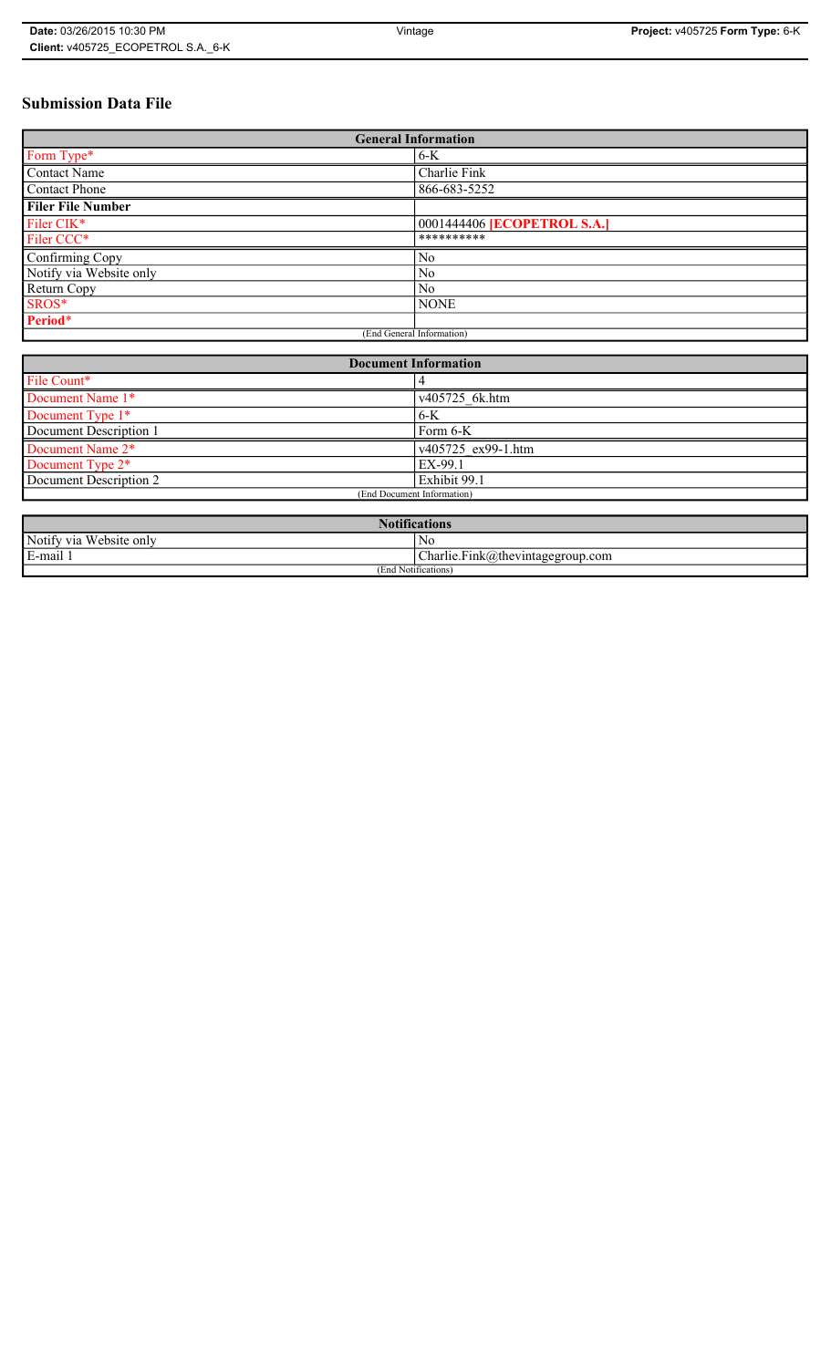**Date:** 03/26/2015 10:30 PM | Vintage | **Project:** v405725 **Form Type:** 6-K
**Client:** v405725_ECOPETROL S.A._6-K

# Submission Data File

| General Information | |
|---|---|
| Form Type* | 6-K |
| Contact Name | Charlie Fink |
| Contact Phone | 866-683-5252 |
| **Filer File Number** | |
| Filer CIK* | 0001444406 **[ECOPETROL S.A.]** |
| Filer CCC* | ********** |
| Confirming Copy | No |
| Notify via Website only | No |
| Return Copy | No |
| SROS* | NONE |
| **Period*** | |
| (End General Information) | |

| Document Information | |
|---|---|
| File Count* | 4 |
| Document Name 1* | v405725_6k.htm |
| Document Type 1* | 6-K |
| Document Description 1 | Form 6-K |
| Document Name 2* | v405725_ex99-1.htm |
| Document Type 2* | EX-99.1 |
| Document Description 2 | Exhibit 99.1 |
| (End Document Information) | |

| Notifications | |
|---|---|
| Notify via Website only | No |
| E-mail 1 | Charlie.Fink@thevintagegroup.com |
| (End Notifications) | |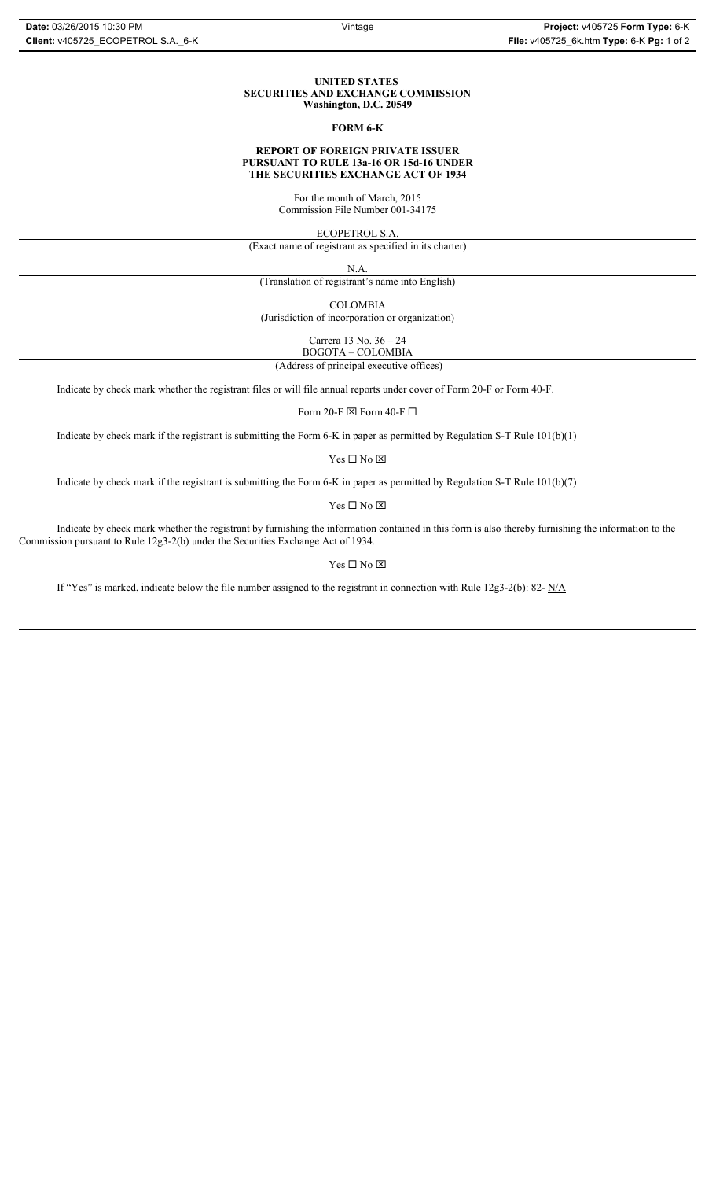**UNITED STATES**
**SECURITIES AND EXCHANGE COMMISSION**
**Washington, D.C. 20549**

**FORM 6-K**

**REPORT OF FOREIGN PRIVATE ISSUER**
**PURSUANT TO RULE 13a-16 OR 15d-16 UNDER**
**THE SECURITIES EXCHANGE ACT OF 1934**

For the month of March, 2015
Commission File Number 001-34175

ECOPETROL S.A.

(Exact name of registrant as specified in its charter)

N.A.

(Translation of registrant's name into English)

COLOMBIA

(Jurisdiction of incorporation or organization)

Carrera 13 No. 36 – 24
BOGOTA – COLOMBIA

(Address of principal executive offices)

Indicate by check mark whether the registrant files or will file annual reports under cover of Form 20-F or Form 40-F.

Form 20-F ☒ Form 40-F ☐

Indicate by check mark if the registrant is submitting the Form 6-K in paper as permitted by Regulation S-T Rule 101(b)(1)

Yes ☐ No ☒

Indicate by check mark if the registrant is submitting the Form 6-K in paper as permitted by Regulation S-T Rule 101(b)(7)

Yes ☐ No ☒

Indicate by check mark whether the registrant by furnishing the information contained in this form is also thereby furnishing the information to the Commission pursuant to Rule 12g3-2(b) under the Securities Exchange Act of 1934.

Yes ☐ No ☒

If "Yes" is marked, indicate below the file number assigned to the registrant in connection with Rule 12g3-2(b): 82- N/A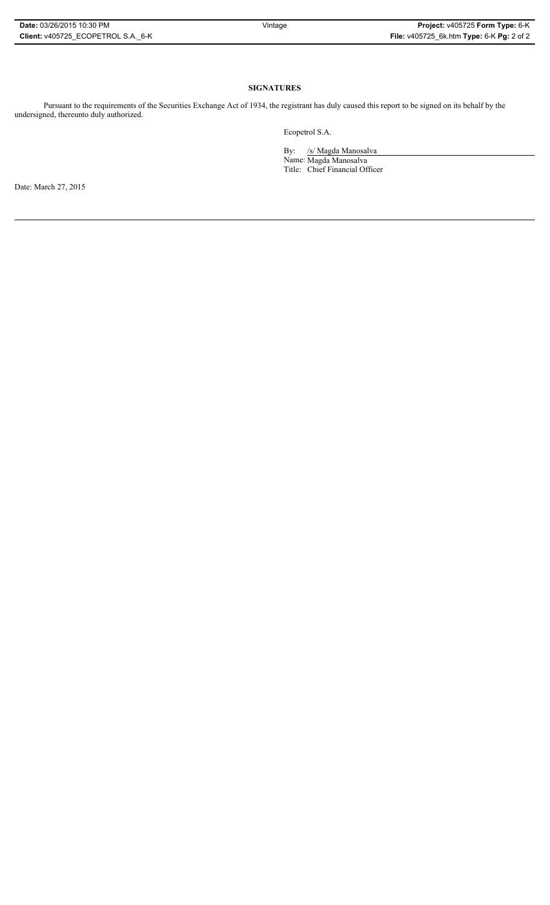## SIGNATURES

Pursuant to the requirements of the Securities Exchange Act of 1934, the registrant has duly caused this report to be signed on its behalf by the undersigned, thereunto duly authorized.

Ecopetrol S.A.

By: /s/ Magda Manosalva  
Name: Magda Manosalva  
Title: Chief Financial Officer

Date: March 27, 2015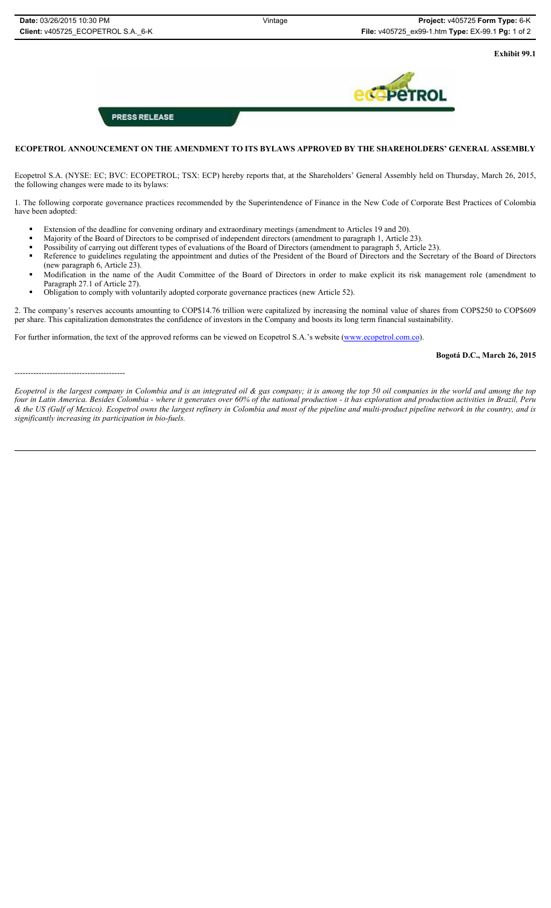**Exhibit 99.1**

**PRESS RELEASE**

**ECOPETROL ANNOUNCEMENT ON THE AMENDMENT TO ITS BYLAWS APPROVED BY THE SHAREHOLDERS' GENERAL ASSEMBLY**

Ecopetrol S.A. (NYSE: EC; BVC: ECOPETROL; TSX: ECP) hereby reports that, at the Shareholders' General Assembly held on Thursday, March 26, 2015, the following changes were made to its bylaws:

1. The following corporate governance practices recommended by the Superintendence of Finance in the New Code of Corporate Best Practices of Colombia have been adopted:

- Extension of the deadline for convening ordinary and extraordinary meetings (amendment to Articles 19 and 20).
- Majority of the Board of Directors to be comprised of independent directors (amendment to paragraph 1, Article 23).
- Possibility of carrying out different types of evaluations of the Board of Directors (amendment to paragraph 5, Article 23).
- Reference to guidelines regulating the appointment and duties of the President of the Board of Directors and the Secretary of the Board of Directors (new paragraph 6, Article 23).
- Modification in the name of the Audit Committee of the Board of Directors in order to make explicit its risk management role (amendment to Paragraph 27.1 of Article 27).
- Obligation to comply with voluntarily adopted corporate governance practices (new Article 52).

2. The company's reserves accounts amounting to COP$14.76 trillion were capitalized by increasing the nominal value of shares from COP$250 to COP$609 per share. This capitalization demonstrates the confidence of investors in the Company and boosts its long term financial sustainability.

For further information, the text of the approved reforms can be viewed on Ecopetrol S.A.'s website (www.ecopetrol.com.co).

**Bogotá D.C., March 26, 2015**

----------------------------------------

*Ecopetrol is the largest company in Colombia and is an integrated oil & gas company; it is among the top 50 oil companies in the world and among the top four in Latin America. Besides Colombia - where it generates over 60% of the national production - it has exploration and production activities in Brazil, Peru & the US (Gulf of Mexico). Ecopetrol owns the largest refinery in Colombia and most of the pipeline and multi-product pipeline network in the country, and is significantly increasing its participation in bio-fuels.*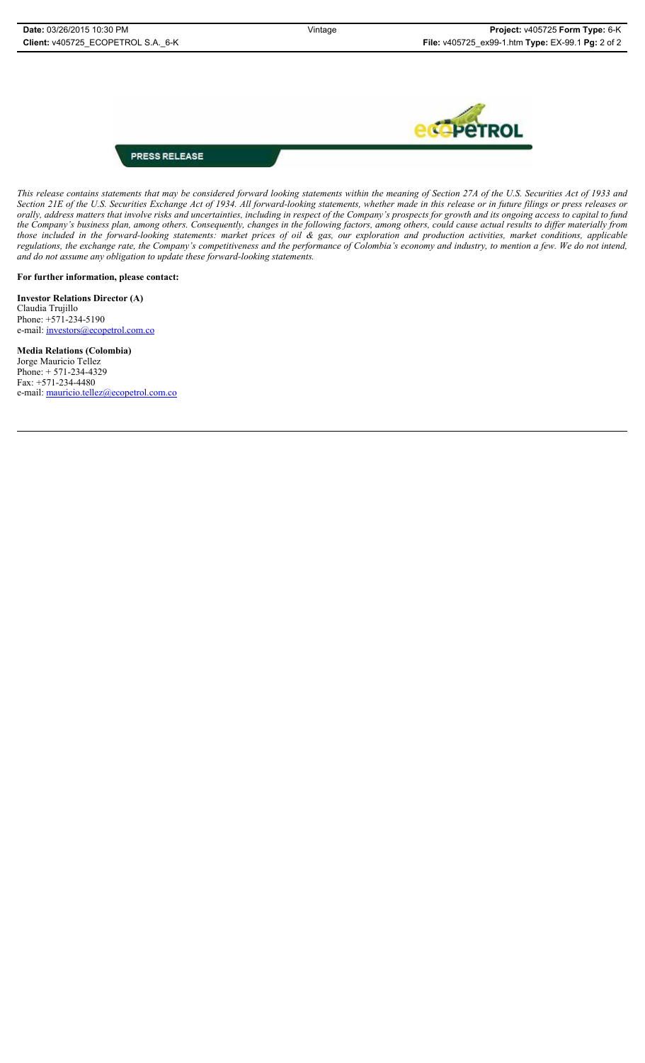**PRESS RELEASE**

*This release contains statements that may be considered forward looking statements within the meaning of Section 27A of the U.S. Securities Act of 1933 and Section 21E of the U.S. Securities Exchange Act of 1934. All forward-looking statements, whether made in this release or in future filings or press releases or orally, address matters that involve risks and uncertainties, including in respect of the Company's prospects for growth and its ongoing access to capital to fund the Company's business plan, among others. Consequently, changes in the following factors, among others, could cause actual results to differ materially from those included in the forward-looking statements: market prices of oil & gas, our exploration and production activities, market conditions, applicable regulations, the exchange rate, the Company's competitiveness and the performance of Colombia's economy and industry, to mention a few. We do not intend, and do not assume any obligation to update these forward-looking statements.*

**For further information, please contact:**

**Investor Relations Director (A)**
Claudia Trujillo
Phone: +571-234-5190
e-mail: investors@ecopetrol.com.co

**Media Relations (Colombia)**
Jorge Mauricio Tellez
Phone: + 571-234-4329
Fax: +571-234-4480
e-mail: mauricio.tellez@ecopetrol.com.co